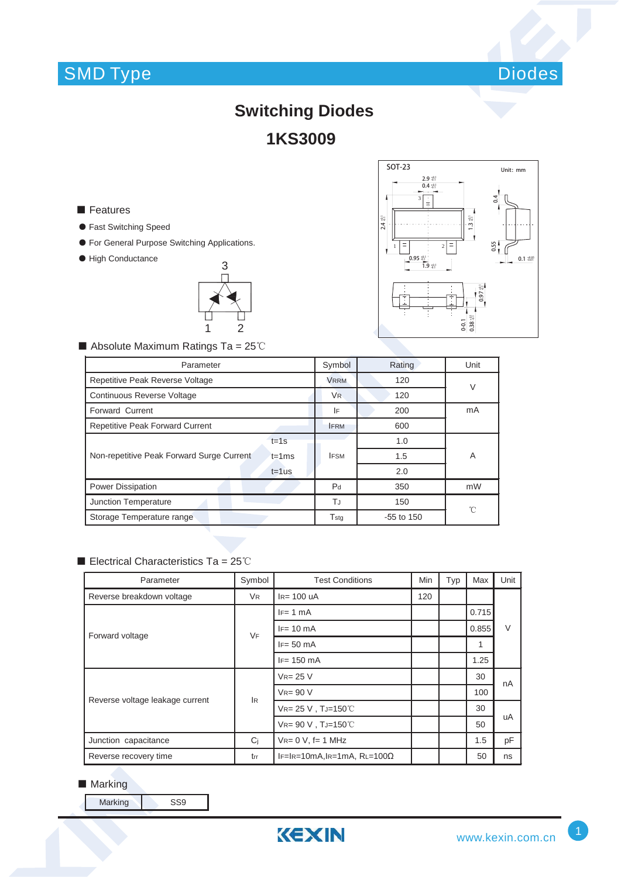SMD Type | Diodes

# Switching Diodes

## 1KS3009

■ Features

- Fast Switching Speed
- For General Purpose Switching Applications.
- High Conductance

■ Absolute Maximum Ratings Ta = 25℃

| Parameter | | Symbol | Rating | Unit |
|---|---|---|---|---|
| Repetitive Peak Reverse Voltage | | $V_{RRM}$ | 120 | V |
| Continuous Reverse Voltage | | $V_R$ | 120 | |
| Forward Current | | $I_F$ | 200 | mA |
| Repetitive Peak Forward Current | | $I_{FRM}$ | 600 | |
| Non-repetitive Peak Forward Surge Current | t=1s | $I_{FSM}$ | 1.0 | A |
| | t=1ms | | 1.5 | |
| | t=1us | | 2.0 | |
| Power Dissipation | | $P_d$ | 350 | mW |
| Junction Temperature | | $T_J$ | 150 | ℃ |
| Storage Temperature range | | $T_{stg}$ | -55 to 150 | |

■ Electrical Characteristics Ta = 25℃

| Parameter | Symbol | Test Conditions | Min | Typ | Max | Unit |
|---|---|---|---|---|---|---|
| Reverse breakdown voltage | $V_R$ | $I_R$= 100 uA | 120 | | | V |
| Forward voltage | $V_F$ | $I_F$= 1 mA | | | 0.715 | |
| | | $I_F$= 10 mA | | | 0.855 | |
| | | $I_F$= 50 mA | | | 1 | |
| | | $I_F$= 150 mA | | | 1.25 | |
| Reverse voltage leakage current | $I_R$ | $V_R$= 25 V | | | 30 | nA |
| | | $V_R$= 90 V | | | 100 | |
| | | $V_R$= 25 V , $T_J$=150℃ | | | 30 | uA |
| | | $V_R$= 90 V , $T_J$=150℃ | | | 50 | |
| Junction capacitance | $C_j$ | $V_R$= 0 V, f= 1 MHz | | | 1.5 | pF |
| Reverse recovery time | $t_{rr}$ | $I_F$=$I_R$=10mA,$I_R$=1mA, $R_L$=100Ω | | | 50 | ns |

■ Marking

| Marking | SS9 |
|---|---|

KEXIN www.kexin.com.cn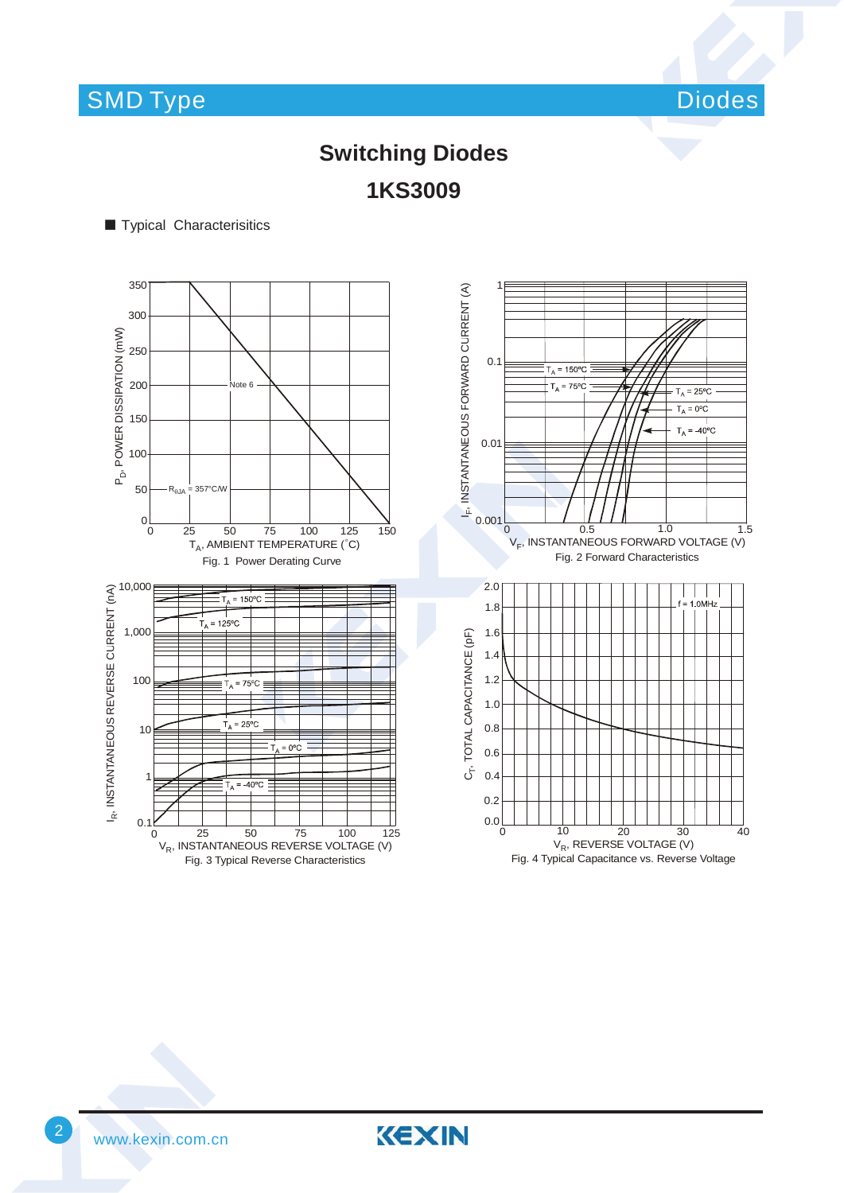# Switching Diodes

## 1KS3009

■ Typical Characterisitics

350
300
250
200
150
100
50
0
$P_D$, POWER DISSIPATION (mW)
Note 6
$R_{\theta JA}$ = 357°C/W
0 25 50 75 100 125 150
$T_A$, AMBIENT TEMPERATURE (°C)

Fig. 1 Power Derating Curve

1
0.1
0.01
0.001
$I_F$, INSTANTANEOUS FORWARD CURRENT (A)
$T_A$ = 150°C
$T_A$ = 75°C
$T_A$ = 25°C
$T_A$ = 0°C
$T_A$ = -40°C
0 0.5 1.0 1.5
$V_F$, INSTANTANEOUS FORWARD VOLTAGE (V)

Fig. 2 Forward Characteristics

10,000
1,000
100
10
1
0.1
$I_R$, INSTANTANEOUS REVERSE CURRENT (nA)
$T_A$ = 150°C
$T_A$ = 125°C
$T_A$ = 75°C
$T_A$ = 25°C
$T_A$ = 0°C
$T_A$ = -40°C
0 25 50 75 100 125
$V_R$, INSTANTANEOUS REVERSE VOLTAGE (V)

Fig. 3 Typical Reverse Characteristics

2.0
1.8
1.6
1.4
1.2
1.0
0.8
0.6
0.4
0.2
0.0
$C_T$, TOTAL CAPACITANCE (pF)
f = 1.0MHz
0 10 20 30 40
$V_R$, REVERSE VOLTAGE (V)

Fig. 4 Typical Capacitance vs. Reverse Voltage